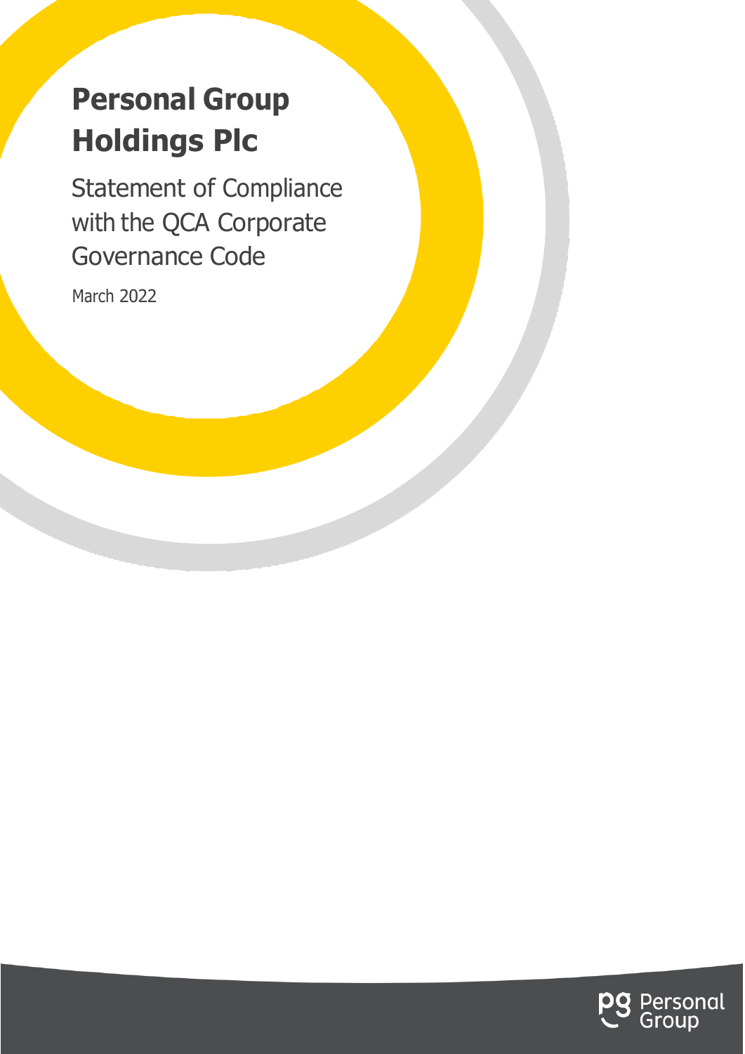# Personal Group Holdings Plc

## Statement of Compliance with the QCA Corporate Governance Code

March 2022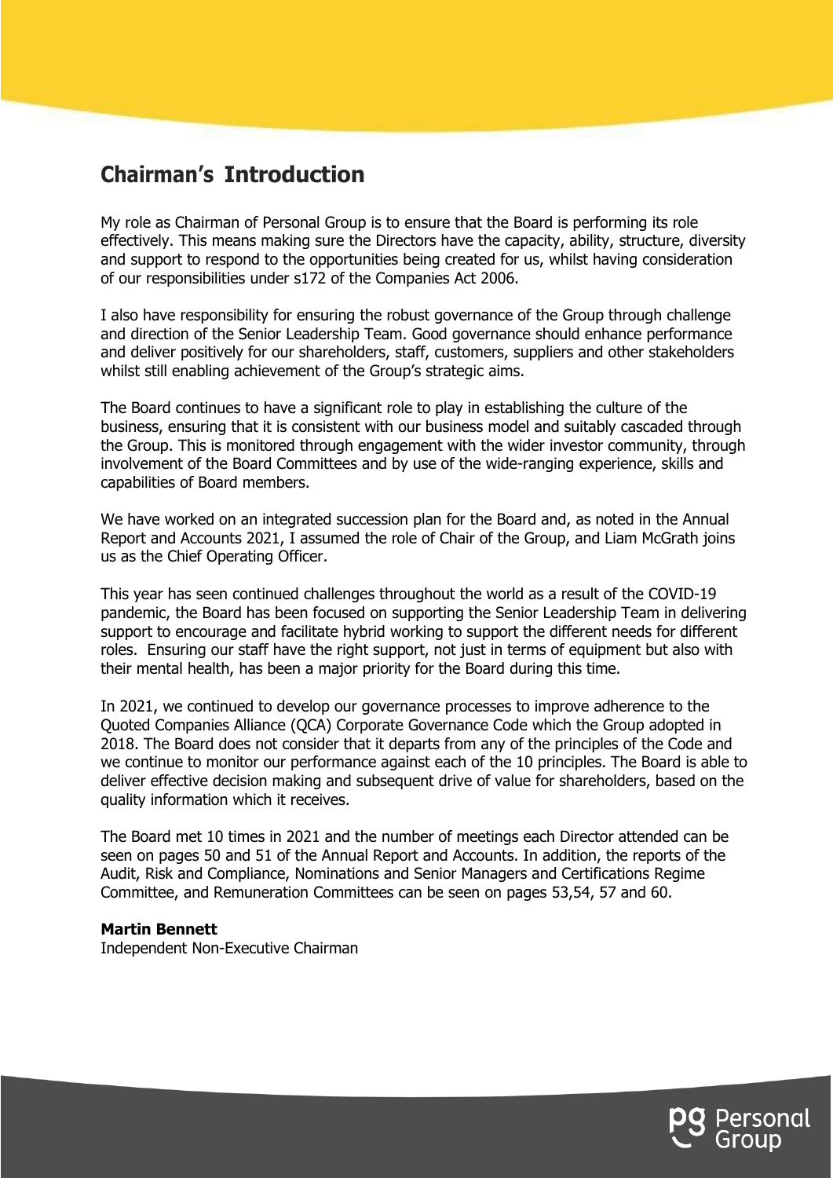## Chairman's Introduction

My role as Chairman of Personal Group is to ensure that the Board is performing its role effectively. This means making sure the Directors have the capacity, ability, structure, diversity and support to respond to the opportunities being created for us, whilst having consideration of our responsibilities under s172 of the Companies Act 2006.

I also have responsibility for ensuring the robust governance of the Group through challenge and direction of the Senior Leadership Team. Good governance should enhance performance and deliver positively for our shareholders, staff, customers, suppliers and other stakeholders whilst still enabling achievement of the Group's strategic aims.

The Board continues to have a significant role to play in establishing the culture of the business, ensuring that it is consistent with our business model and suitably cascaded through the Group. This is monitored through engagement with the wider investor community, through involvement of the Board Committees and by use of the wide-ranging experience, skills and capabilities of Board members.

We have worked on an integrated succession plan for the Board and, as noted in the Annual Report and Accounts 2021, I assumed the role of Chair of the Group, and Liam McGrath joins us as the Chief Operating Officer.

This year has seen continued challenges throughout the world as a result of the COVID-19 pandemic, the Board has been focused on supporting the Senior Leadership Team in delivering support to encourage and facilitate hybrid working to support the different needs for different roles. Ensuring our staff have the right support, not just in terms of equipment but also with their mental health, has been a major priority for the Board during this time.

In 2021, we continued to develop our governance processes to improve adherence to the Quoted Companies Alliance (QCA) Corporate Governance Code which the Group adopted in 2018. The Board does not consider that it departs from any of the principles of the Code and we continue to monitor our performance against each of the 10 principles. The Board is able to deliver effective decision making and subsequent drive of value for shareholders, based on the quality information which it receives.

The Board met 10 times in 2021 and the number of meetings each Director attended can be seen on pages 50 and 51 of the Annual Report and Accounts. In addition, the reports of the Audit, Risk and Compliance, Nominations and Senior Managers and Certifications Regime Committee, and Remuneration Committees can be seen on pages 53,54, 57 and 60.

**Martin Bennett**
Independent Non-Executive Chairman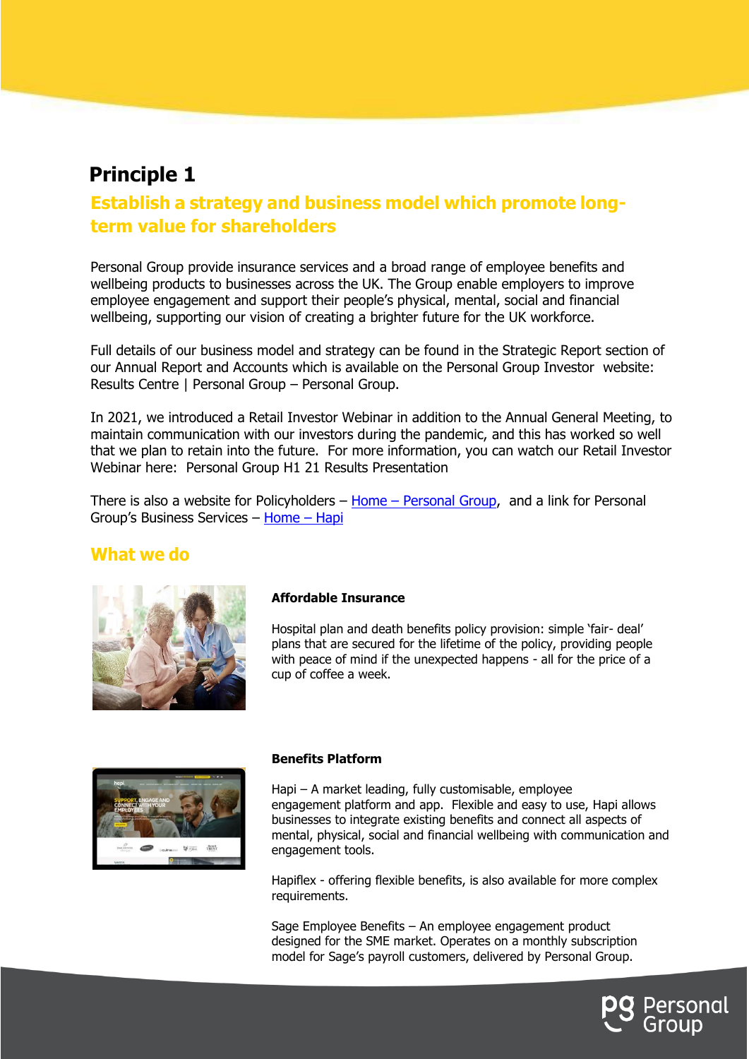## Principle 1

## Establish a strategy and business model which promote long-term value for shareholders

Personal Group provide insurance services and a broad range of employee benefits and wellbeing products to businesses across the UK. The Group enable employers to improve employee engagement and support their people's physical, mental, social and financial wellbeing, supporting our vision of creating a brighter future for the UK workforce.

Full details of our business model and strategy can be found in the Strategic Report section of our Annual Report and Accounts which is available on the Personal Group Investor website: Results Centre | Personal Group – Personal Group.

In 2021, we introduced a Retail Investor Webinar in addition to the Annual General Meeting, to maintain communication with our investors during the pandemic, and this has worked so well that we plan to retain into the future. For more information, you can watch our Retail Investor Webinar here: Personal Group H1 21 Results Presentation

There is also a website for Policyholders – Home – Personal Group, and a link for Personal Group's Business Services – Home – Hapi

## What we do

**Affordable Insurance**

Hospital plan and death benefits policy provision: simple 'fair- deal' plans that are secured for the lifetime of the policy, providing people with peace of mind if the unexpected happens - all for the price of a cup of coffee a week.

**Benefits Platform**

Hapi – A market leading, fully customisable, employee engagement platform and app. Flexible and easy to use, Hapi allows businesses to integrate existing benefits and connect all aspects of mental, physical, social and financial wellbeing with communication and engagement tools.

Hapiflex - offering flexible benefits, is also available for more complex requirements.

Sage Employee Benefits – An employee engagement product designed for the SME market. Operates on a monthly subscription model for Sage's payroll customers, delivered by Personal Group.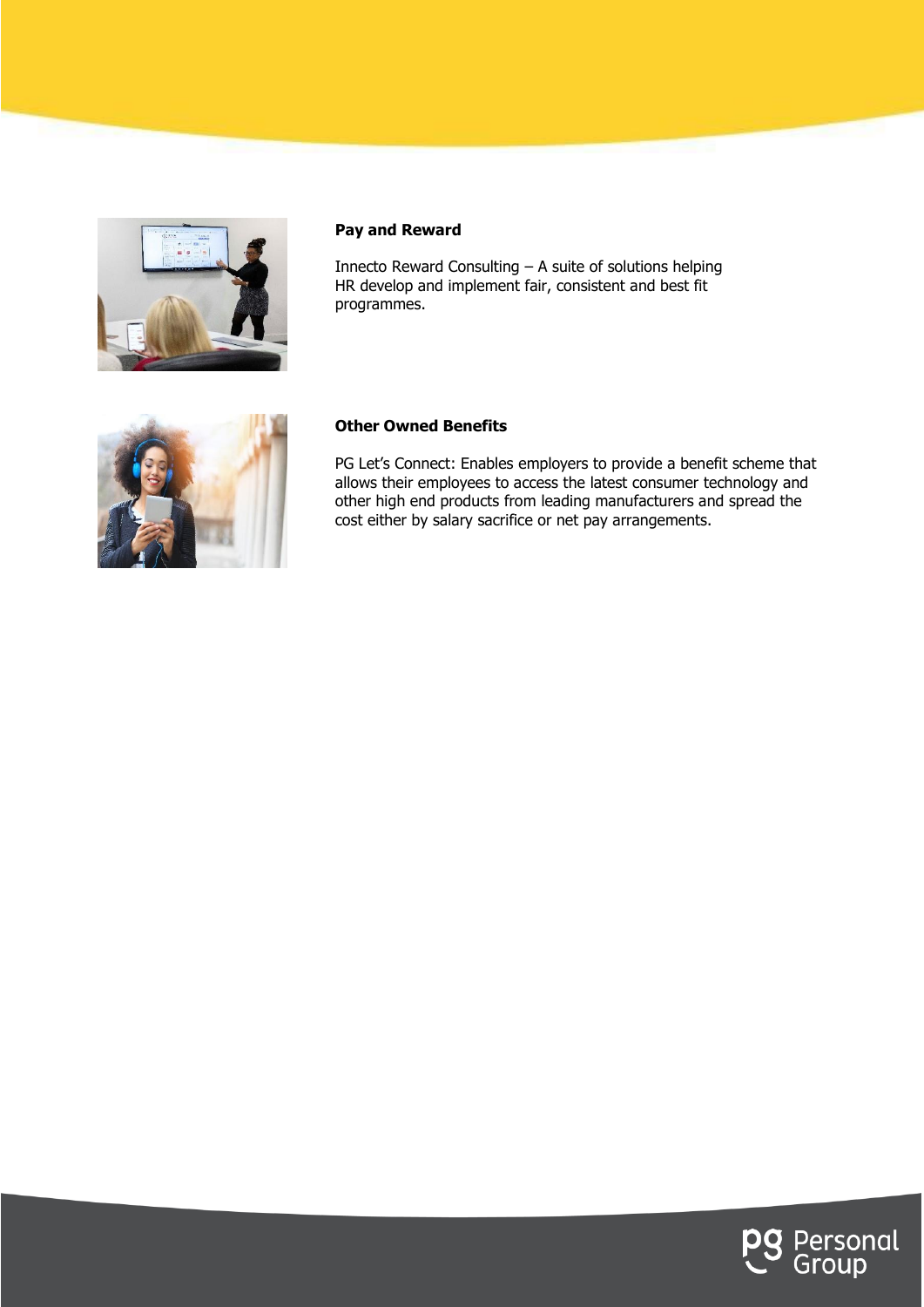**Pay and Reward**

Innecto Reward Consulting – A suite of solutions helping HR develop and implement fair, consistent and best fit programmes.

**Other Owned Benefits**

PG Let's Connect: Enables employers to provide a benefit scheme that allows their employees to access the latest consumer technology and other high end products from leading manufacturers and spread the cost either by salary sacrifice or net pay arrangements.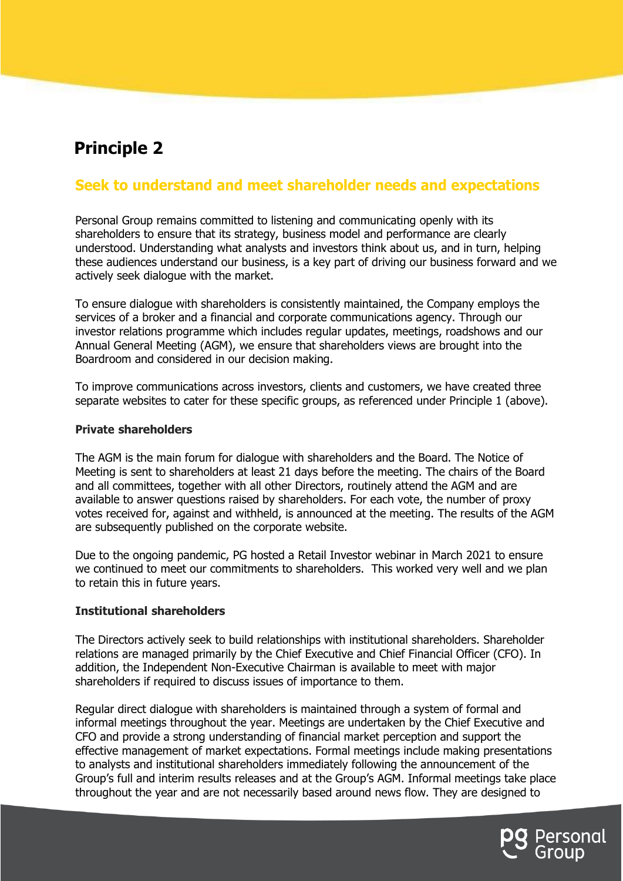## Principle 2

### Seek to understand and meet shareholder needs and expectations

Personal Group remains committed to listening and communicating openly with its shareholders to ensure that its strategy, business model and performance are clearly understood. Understanding what analysts and investors think about us, and in turn, helping these audiences understand our business, is a key part of driving our business forward and we actively seek dialogue with the market.

To ensure dialogue with shareholders is consistently maintained, the Company employs the services of a broker and a financial and corporate communications agency. Through our investor relations programme which includes regular updates, meetings, roadshows and our Annual General Meeting (AGM), we ensure that shareholders views are brought into the Boardroom and considered in our decision making.

To improve communications across investors, clients and customers, we have created three separate websites to cater for these specific groups, as referenced under Principle 1 (above).

**Private shareholders**

The AGM is the main forum for dialogue with shareholders and the Board. The Notice of Meeting is sent to shareholders at least 21 days before the meeting. The chairs of the Board and all committees, together with all other Directors, routinely attend the AGM and are available to answer questions raised by shareholders. For each vote, the number of proxy votes received for, against and withheld, is announced at the meeting. The results of the AGM are subsequently published on the corporate website.

Due to the ongoing pandemic, PG hosted a Retail Investor webinar in March 2021 to ensure we continued to meet our commitments to shareholders. This worked very well and we plan to retain this in future years.

**Institutional shareholders**

The Directors actively seek to build relationships with institutional shareholders. Shareholder relations are managed primarily by the Chief Executive and Chief Financial Officer (CFO). In addition, the Independent Non-Executive Chairman is available to meet with major shareholders if required to discuss issues of importance to them.

Regular direct dialogue with shareholders is maintained through a system of formal and informal meetings throughout the year. Meetings are undertaken by the Chief Executive and CFO and provide a strong understanding of financial market perception and support the effective management of market expectations. Formal meetings include making presentations to analysts and institutional shareholders immediately following the announcement of the Group's full and interim results releases and at the Group's AGM. Informal meetings take place throughout the year and are not necessarily based around news flow. They are designed to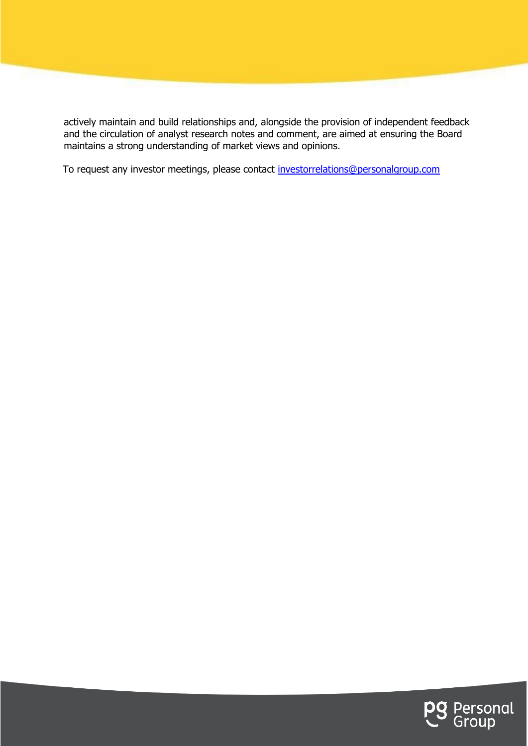actively maintain and build relationships and, alongside the provision of independent feedback and the circulation of analyst research notes and comment, are aimed at ensuring the Board maintains a strong understanding of market views and opinions.

To request any investor meetings, please contact [investorrelations@personalgroup.com](mailto:investorrelations@personalgroup.com)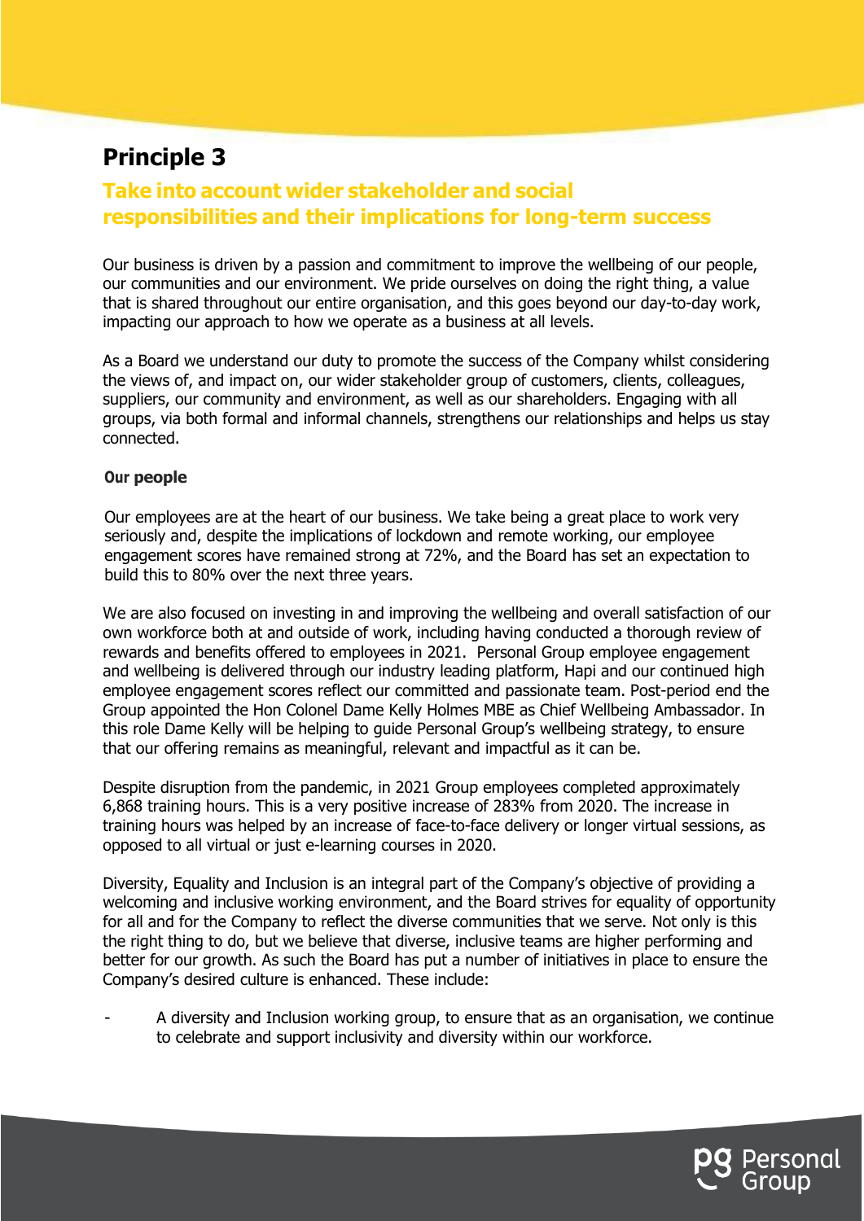# Principle 3

## Take into account wider stakeholder and social responsibilities and their implications for long-term success

Our business is driven by a passion and commitment to improve the wellbeing of our people, our communities and our environment. We pride ourselves on doing the right thing, a value that is shared throughout our entire organisation, and this goes beyond our day-to-day work, impacting our approach to how we operate as a business at all levels.

As a Board we understand our duty to promote the success of the Company whilst considering the views of, and impact on, our wider stakeholder group of customers, clients, colleagues, suppliers, our community and environment, as well as our shareholders. Engaging with all groups, via both formal and informal channels, strengthens our relationships and helps us stay connected.

### Our people

Our employees are at the heart of our business. We take being a great place to work very seriously and, despite the implications of lockdown and remote working, our employee engagement scores have remained strong at 72%, and the Board has set an expectation to build this to 80% over the next three years.

We are also focused on investing in and improving the wellbeing and overall satisfaction of our own workforce both at and outside of work, including having conducted a thorough review of rewards and benefits offered to employees in 2021. Personal Group employee engagement and wellbeing is delivered through our industry leading platform, Hapi and our continued high employee engagement scores reflect our committed and passionate team. Post-period end the Group appointed the Hon Colonel Dame Kelly Holmes MBE as Chief Wellbeing Ambassador. In this role Dame Kelly will be helping to guide Personal Group's wellbeing strategy, to ensure that our offering remains as meaningful, relevant and impactful as it can be.

Despite disruption from the pandemic, in 2021 Group employees completed approximately 6,868 training hours. This is a very positive increase of 283% from 2020. The increase in training hours was helped by an increase of face-to-face delivery or longer virtual sessions, as opposed to all virtual or just e-learning courses in 2020.

Diversity, Equality and Inclusion is an integral part of the Company's objective of providing a welcoming and inclusive working environment, and the Board strives for equality of opportunity for all and for the Company to reflect the diverse communities that we serve. Not only is this the right thing to do, but we believe that diverse, inclusive teams are higher performing and better for our growth. As such the Board has put a number of initiatives in place to ensure the Company's desired culture is enhanced. These include:

- A diversity and Inclusion working group, to ensure that as an organisation, we continue to celebrate and support inclusivity and diversity within our workforce.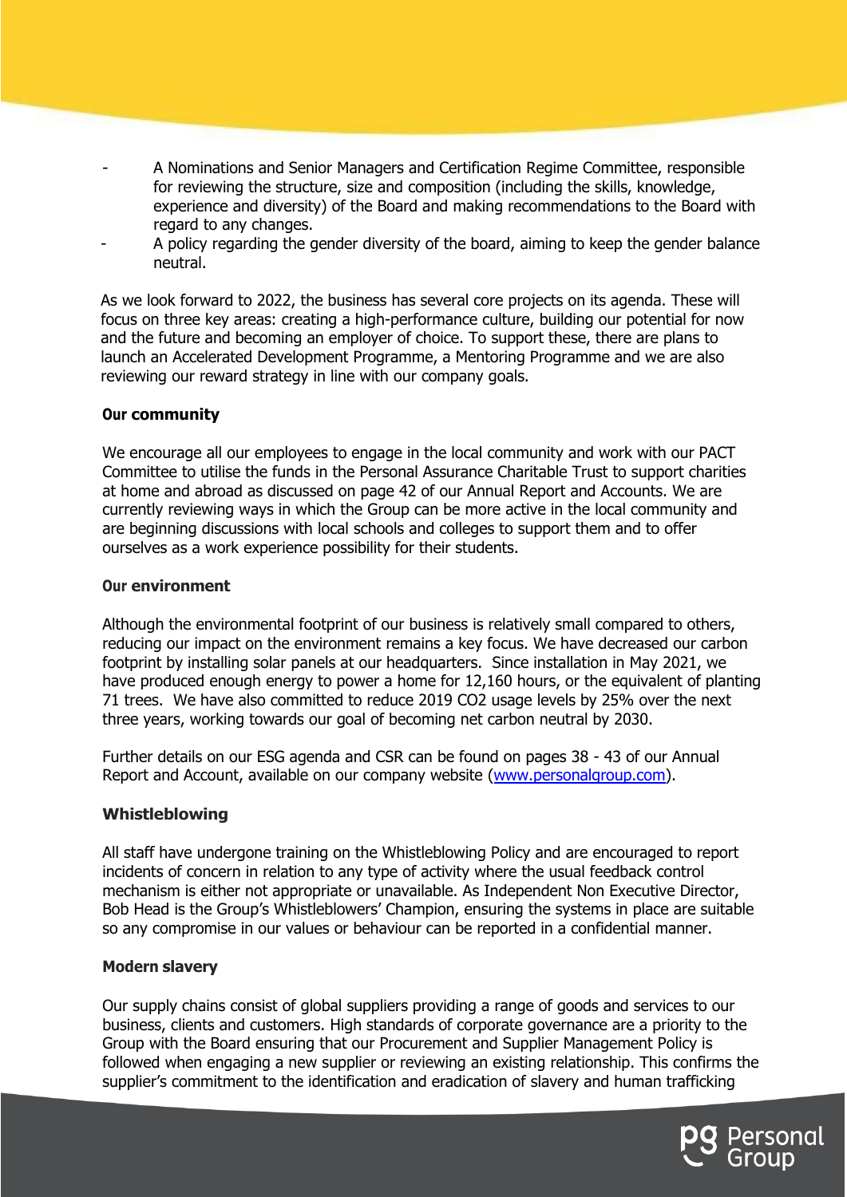- A Nominations and Senior Managers and Certification Regime Committee, responsible for reviewing the structure, size and composition (including the skills, knowledge, experience and diversity) of the Board and making recommendations to the Board with regard to any changes.
- A policy regarding the gender diversity of the board, aiming to keep the gender balance neutral.

As we look forward to 2022, the business has several core projects on its agenda. These will focus on three key areas: creating a high-performance culture, building our potential for now and the future and becoming an employer of choice. To support these, there are plans to launch an Accelerated Development Programme, a Mentoring Programme and we are also reviewing our reward strategy in line with our company goals.

**Our community**

We encourage all our employees to engage in the local community and work with our PACT Committee to utilise the funds in the Personal Assurance Charitable Trust to support charities at home and abroad as discussed on page 42 of our Annual Report and Accounts. We are currently reviewing ways in which the Group can be more active in the local community and are beginning discussions with local schools and colleges to support them and to offer ourselves as a work experience possibility for their students.

**Our environment**

Although the environmental footprint of our business is relatively small compared to others, reducing our impact on the environment remains a key focus. We have decreased our carbon footprint by installing solar panels at our headquarters. Since installation in May 2021, we have produced enough energy to power a home for 12,160 hours, or the equivalent of planting 71 trees. We have also committed to reduce 2019 $CO_2$ usage levels by 25% over the next three years, working towards our goal of becoming net carbon neutral by 2030.

Further details on our ESG agenda and CSR can be found on pages 38 - 43 of our Annual Report and Account, available on our company website ([www.personalgroup.com](www.personalgroup.com)).

**Whistleblowing**

All staff have undergone training on the Whistleblowing Policy and are encouraged to report incidents of concern in relation to any type of activity where the usual feedback control mechanism is either not appropriate or unavailable. As Independent Non Executive Director, Bob Head is the Group's Whistleblowers' Champion, ensuring the systems in place are suitable so any compromise in our values or behaviour can be reported in a confidential manner.

**Modern slavery**

Our supply chains consist of global suppliers providing a range of goods and services to our business, clients and customers. High standards of corporate governance are a priority to the Group with the Board ensuring that our Procurement and Supplier Management Policy is followed when engaging a new supplier or reviewing an existing relationship. This confirms the supplier's commitment to the identification and eradication of slavery and human trafficking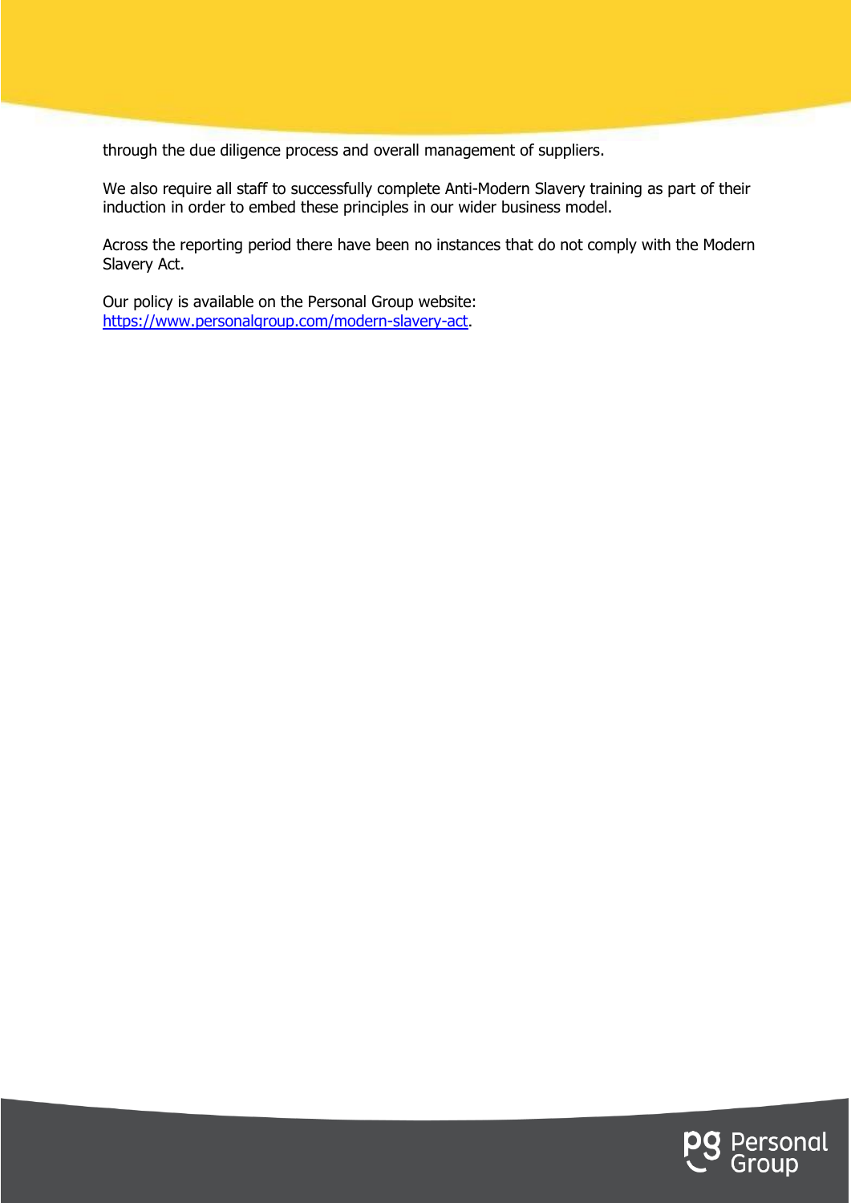through the due diligence process and overall management of suppliers.

We also require all staff to successfully complete Anti-Modern Slavery training as part of their induction in order to embed these principles in our wider business model.

Across the reporting period there have been no instances that do not comply with the Modern Slavery Act.

Our policy is available on the Personal Group website: [https://www.personalgroup.com/modern-slavery-act](https://www.personalgroup.com/modern-slavery-act).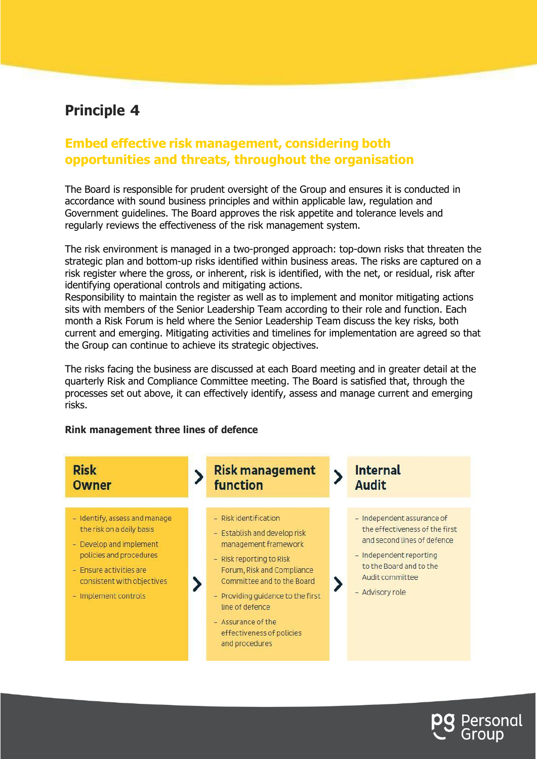## Principle 4

### Embed effective risk management, considering both opportunities and threats, throughout the organisation

The Board is responsible for prudent oversight of the Group and ensures it is conducted in accordance with sound business principles and within applicable law, regulation and Government guidelines. The Board approves the risk appetite and tolerance levels and regularly reviews the effectiveness of the risk management system.

The risk environment is managed in a two-pronged approach: top-down risks that threaten the strategic plan and bottom-up risks identified within business areas. The risks are captured on a risk register where the gross, or inherent, risk is identified, with the net, or residual, risk after identifying operational controls and mitigating actions.

Responsibility to maintain the register as well as to implement and monitor mitigating actions sits with members of the Senior Leadership Team according to their role and function. Each month a Risk Forum is held where the Senior Leadership Team discuss the key risks, both current and emerging. Mitigating activities and timelines for implementation are agreed so that the Group can continue to achieve its strategic objectives.

The risks facing the business are discussed at each Board meeting and in greater detail at the quarterly Risk and Compliance Committee meeting. The Board is satisfied that, through the processes set out above, it can effectively identify, assess and manage current and emerging risks.

**Rink management three lines of defence**

| Risk Owner | Risk management function | Internal Audit |
|---|---|---|
| - Identify, assess and manage the risk on a daily basis<br>- Develop and implement policies and procedures<br>- Ensure activities are consistent with objectives<br>- Implement controls | - Risk identification<br>- Establish and develop risk management framework<br>- Risk reporting to Risk Forum, Risk and Compliance Committee and to the Board<br>- Providing guidance to the first line of defence<br>- Assurance of the effectiveness of policies and procedures | - Independent assurance of the effectiveness of the first and second lines of defence<br>- Independent reporting to the Board and to the Audit committee<br>- Advisory role |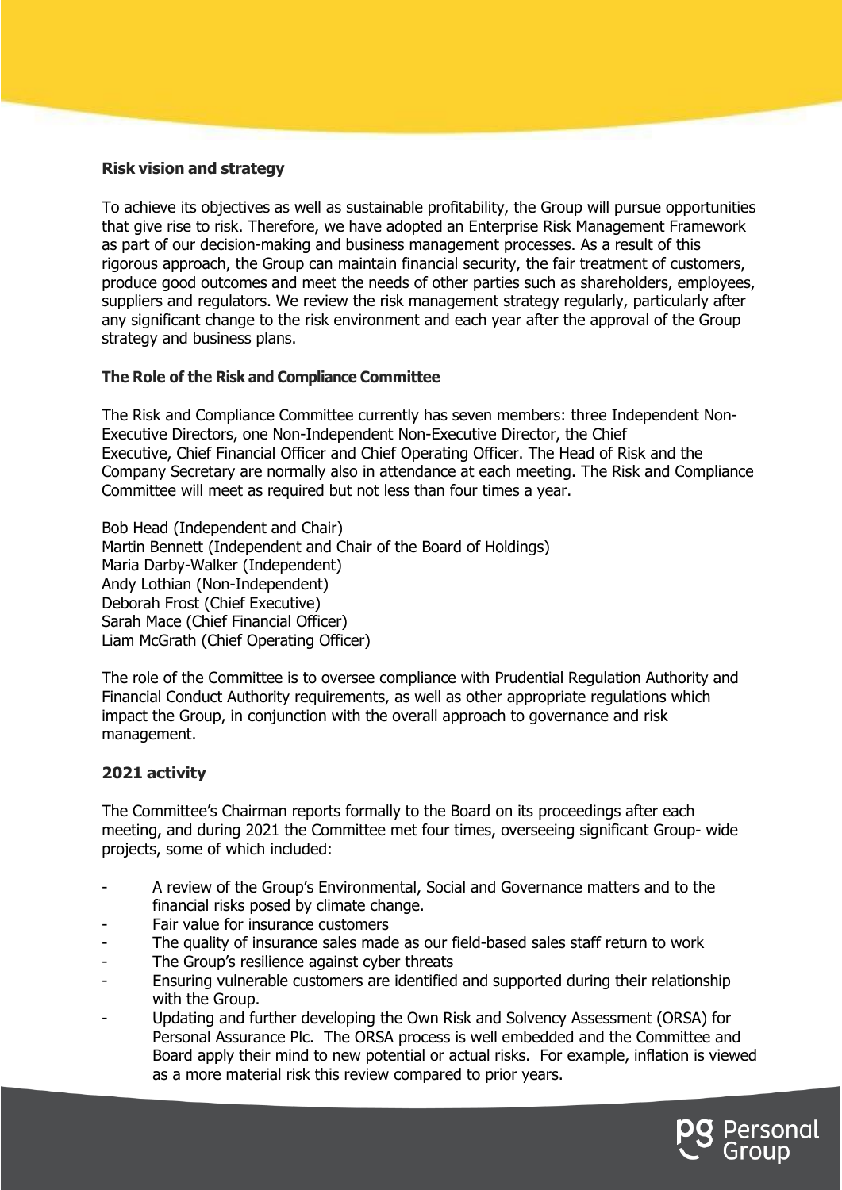### Risk vision and strategy

To achieve its objectives as well as sustainable profitability, the Group will pursue opportunities that give rise to risk. Therefore, we have adopted an Enterprise Risk Management Framework as part of our decision-making and business management processes. As a result of this rigorous approach, the Group can maintain financial security, the fair treatment of customers, produce good outcomes and meet the needs of other parties such as shareholders, employees, suppliers and regulators. We review the risk management strategy regularly, particularly after any significant change to the risk environment and each year after the approval of the Group strategy and business plans.

### The Role of the Risk and Compliance Committee

The Risk and Compliance Committee currently has seven members: three Independent Non-Executive Directors, one Non-Independent Non-Executive Director, the Chief Executive, Chief Financial Officer and Chief Operating Officer. The Head of Risk and the Company Secretary are normally also in attendance at each meeting. The Risk and Compliance Committee will meet as required but not less than four times a year.

Bob Head (Independent and Chair)
Martin Bennett (Independent and Chair of the Board of Holdings)
Maria Darby-Walker (Independent)
Andy Lothian (Non-Independent)
Deborah Frost (Chief Executive)
Sarah Mace (Chief Financial Officer)
Liam McGrath (Chief Operating Officer)

The role of the Committee is to oversee compliance with Prudential Regulation Authority and Financial Conduct Authority requirements, as well as other appropriate regulations which impact the Group, in conjunction with the overall approach to governance and risk management.

### 2021 activity

The Committee's Chairman reports formally to the Board on its proceedings after each meeting, and during 2021 the Committee met four times, overseeing significant Group- wide projects, some of which included:

- A review of the Group's Environmental, Social and Governance matters and to the financial risks posed by climate change.
- Fair value for insurance customers
- The quality of insurance sales made as our field-based sales staff return to work
- The Group's resilience against cyber threats
- Ensuring vulnerable customers are identified and supported during their relationship with the Group.
- Updating and further developing the Own Risk and Solvency Assessment (ORSA) for Personal Assurance Plc. The ORSA process is well embedded and the Committee and Board apply their mind to new potential or actual risks. For example, inflation is viewed as a more material risk this review compared to prior years.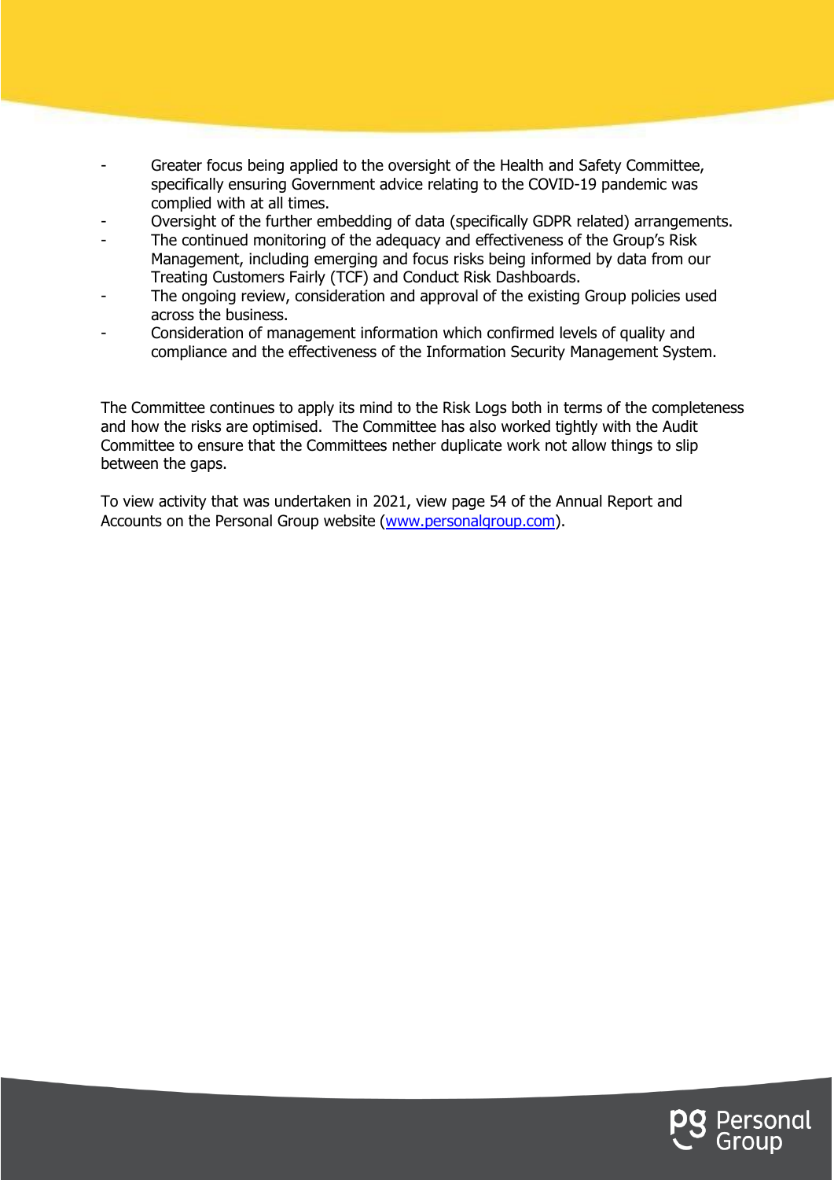- Greater focus being applied to the oversight of the Health and Safety Committee, specifically ensuring Government advice relating to the COVID-19 pandemic was complied with at all times.
- Oversight of the further embedding of data (specifically GDPR related) arrangements.
- The continued monitoring of the adequacy and effectiveness of the Group's Risk Management, including emerging and focus risks being informed by data from our Treating Customers Fairly (TCF) and Conduct Risk Dashboards.
- The ongoing review, consideration and approval of the existing Group policies used across the business.
- Consideration of management information which confirmed levels of quality and compliance and the effectiveness of the Information Security Management System.

The Committee continues to apply its mind to the Risk Logs both in terms of the completeness and how the risks are optimised. The Committee has also worked tightly with the Audit Committee to ensure that the Committees nether duplicate work not allow things to slip between the gaps.

To view activity that was undertaken in 2021, view page 54 of the Annual Report and Accounts on the Personal Group website (www.personalgroup.com).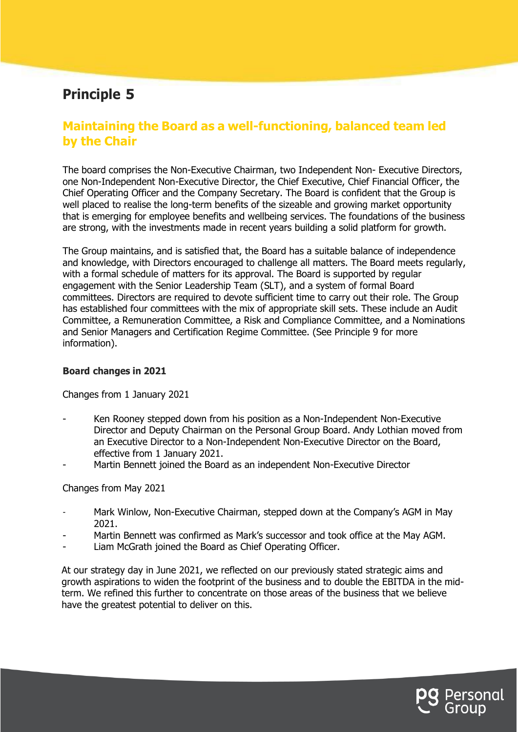# Principle 5

## Maintaining the Board as a well-functioning, balanced team led by the Chair

The board comprises the Non-Executive Chairman, two Independent Non- Executive Directors, one Non-Independent Non-Executive Director, the Chief Executive, Chief Financial Officer, the Chief Operating Officer and the Company Secretary. The Board is confident that the Group is well placed to realise the long-term benefits of the sizeable and growing market opportunity that is emerging for employee benefits and wellbeing services. The foundations of the business are strong, with the investments made in recent years building a solid platform for growth.

The Group maintains, and is satisfied that, the Board has a suitable balance of independence and knowledge, with Directors encouraged to challenge all matters. The Board meets regularly, with a formal schedule of matters for its approval. The Board is supported by regular engagement with the Senior Leadership Team (SLT), and a system of formal Board committees. Directors are required to devote sufficient time to carry out their role. The Group has established four committees with the mix of appropriate skill sets. These include an Audit Committee, a Remuneration Committee, a Risk and Compliance Committee, and a Nominations and Senior Managers and Certification Regime Committee. (See Principle 9 for more information).

**Board changes in 2021**

Changes from 1 January 2021

- Ken Rooney stepped down from his position as a Non-Independent Non-Executive Director and Deputy Chairman on the Personal Group Board. Andy Lothian moved from an Executive Director to a Non-Independent Non-Executive Director on the Board, effective from 1 January 2021.
- Martin Bennett joined the Board as an independent Non-Executive Director

Changes from May 2021

- Mark Winlow, Non-Executive Chairman, stepped down at the Company's AGM in May 2021.
- Martin Bennett was confirmed as Mark's successor and took office at the May AGM.
- Liam McGrath joined the Board as Chief Operating Officer.

At our strategy day in June 2021, we reflected on our previously stated strategic aims and growth aspirations to widen the footprint of the business and to double the EBITDA in the mid-term. We refined this further to concentrate on those areas of the business that we believe have the greatest potential to deliver on this.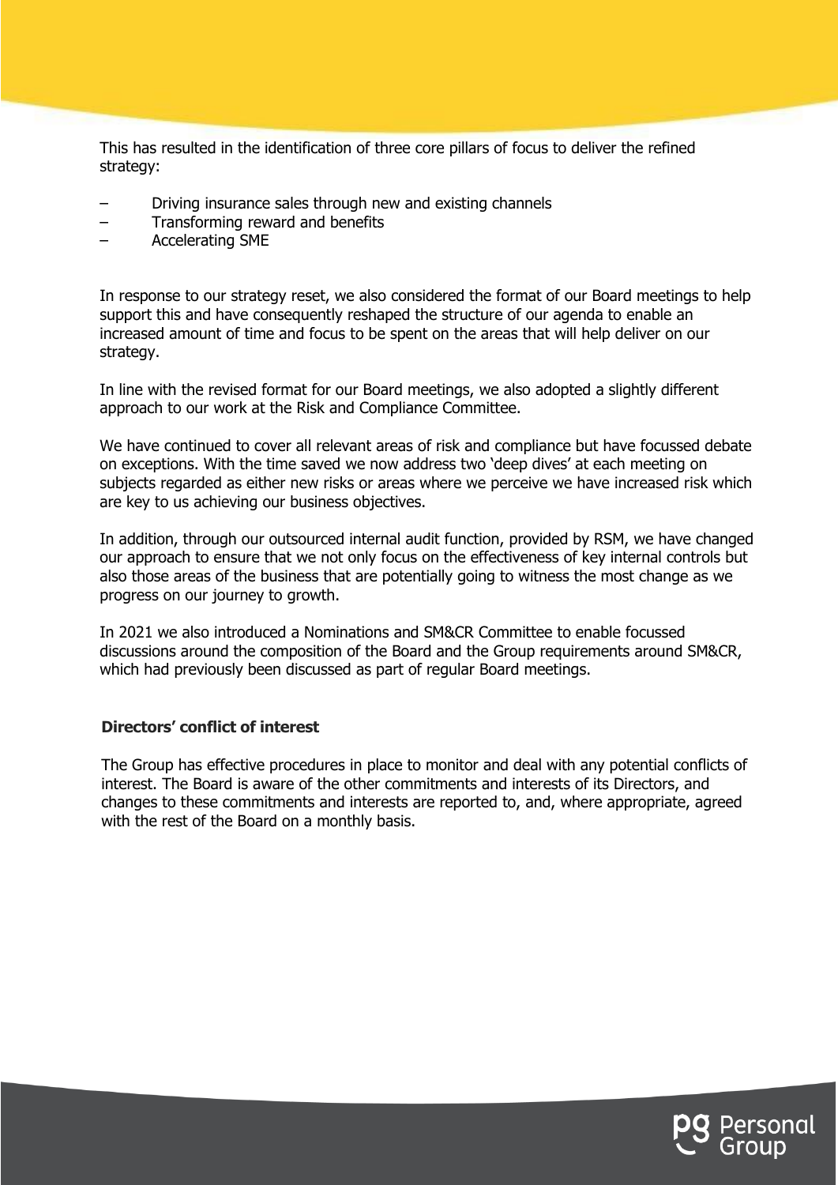This has resulted in the identification of three core pillars of focus to deliver the refined strategy:

- Driving insurance sales through new and existing channels
- Transforming reward and benefits
- Accelerating SME

In response to our strategy reset, we also considered the format of our Board meetings to help support this and have consequently reshaped the structure of our agenda to enable an increased amount of time and focus to be spent on the areas that will help deliver on our strategy.

In line with the revised format for our Board meetings, we also adopted a slightly different approach to our work at the Risk and Compliance Committee.

We have continued to cover all relevant areas of risk and compliance but have focussed debate on exceptions. With the time saved we now address two 'deep dives' at each meeting on subjects regarded as either new risks or areas where we perceive we have increased risk which are key to us achieving our business objectives.

In addition, through our outsourced internal audit function, provided by RSM, we have changed our approach to ensure that we not only focus on the effectiveness of key internal controls but also those areas of the business that are potentially going to witness the most change as we progress on our journey to growth.

In 2021 we also introduced a Nominations and SM&CR Committee to enable focussed discussions around the composition of the Board and the Group requirements around SM&CR, which had previously been discussed as part of regular Board meetings.

**Directors' conflict of interest**

The Group has effective procedures in place to monitor and deal with any potential conflicts of interest. The Board is aware of the other commitments and interests of its Directors, and changes to these commitments and interests are reported to, and, where appropriate, agreed with the rest of the Board on a monthly basis.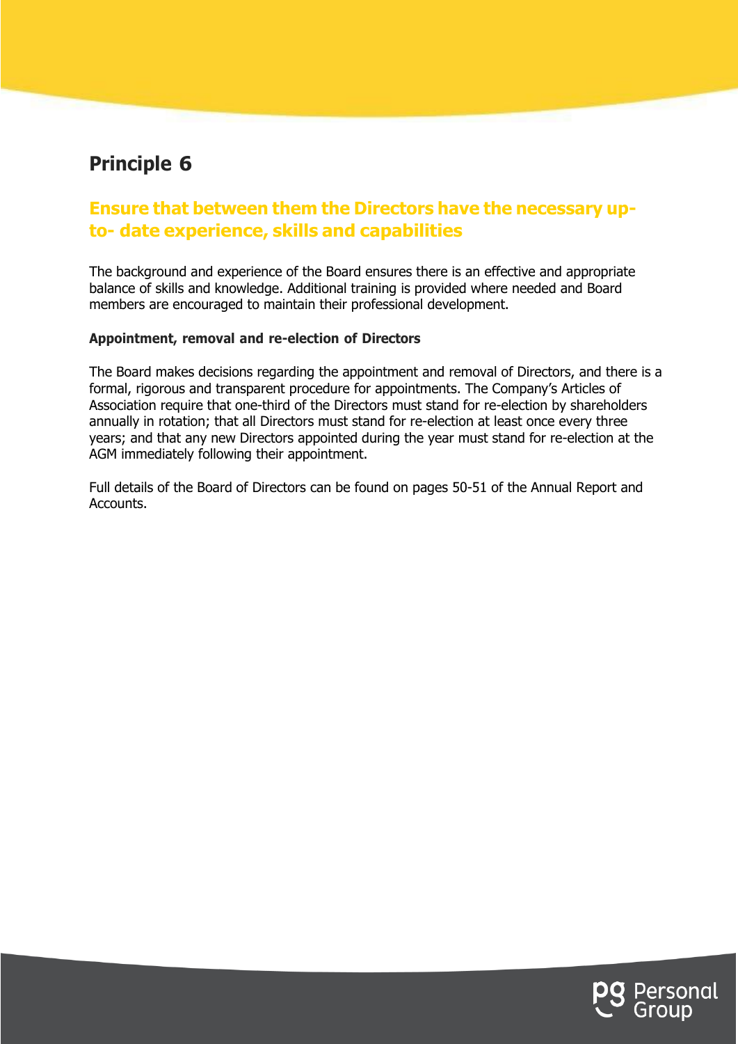# Principle 6

## Ensure that between them the Directors have the necessary up-to- date experience, skills and capabilities

The background and experience of the Board ensures there is an effective and appropriate balance of skills and knowledge. Additional training is provided where needed and Board members are encouraged to maintain their professional development.

**Appointment, removal and re-election of Directors**

The Board makes decisions regarding the appointment and removal of Directors, and there is a formal, rigorous and transparent procedure for appointments. The Company's Articles of Association require that one-third of the Directors must stand for re-election by shareholders annually in rotation; that all Directors must stand for re-election at least once every three years; and that any new Directors appointed during the year must stand for re-election at the AGM immediately following their appointment.

Full details of the Board of Directors can be found on pages 50-51 of the Annual Report and Accounts.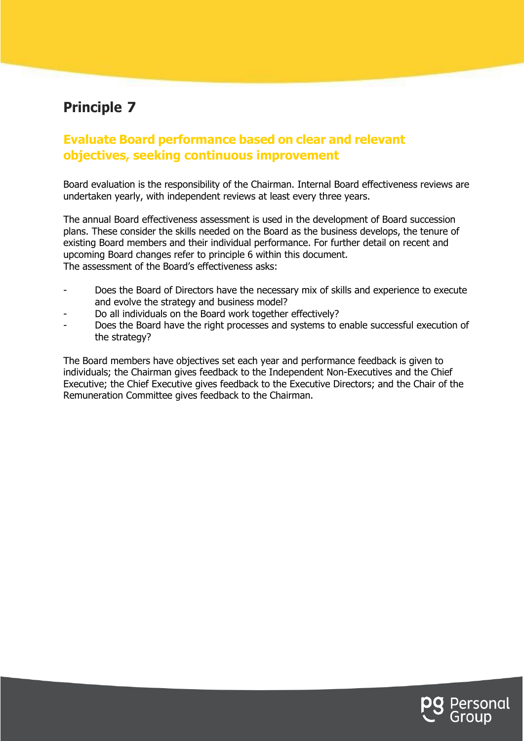# Principle 7

## Evaluate Board performance based on clear and relevant objectives, seeking continuous improvement

Board evaluation is the responsibility of the Chairman. Internal Board effectiveness reviews are undertaken yearly, with independent reviews at least every three years.

The annual Board effectiveness assessment is used in the development of Board succession plans. These consider the skills needed on the Board as the business develops, the tenure of existing Board members and their individual performance. For further detail on recent and upcoming Board changes refer to principle 6 within this document.
The assessment of the Board's effectiveness asks:

- Does the Board of Directors have the necessary mix of skills and experience to execute and evolve the strategy and business model?
- Do all individuals on the Board work together effectively?
- Does the Board have the right processes and systems to enable successful execution of the strategy?

The Board members have objectives set each year and performance feedback is given to individuals; the Chairman gives feedback to the Independent Non-Executives and the Chief Executive; the Chief Executive gives feedback to the Executive Directors; and the Chair of the Remuneration Committee gives feedback to the Chairman.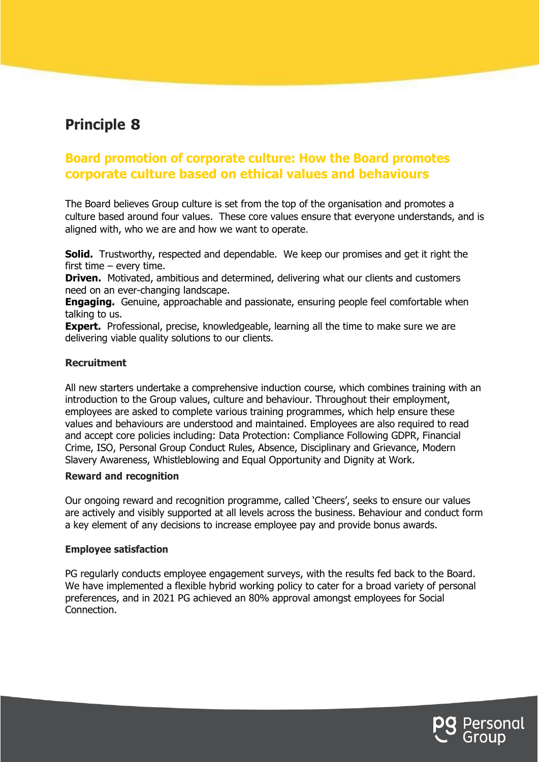# Principle 8

## Board promotion of corporate culture: How the Board promotes corporate culture based on ethical values and behaviours

The Board believes Group culture is set from the top of the organisation and promotes a culture based around four values. These core values ensure that everyone understands, and is aligned with, who we are and how we want to operate.

**Solid.** Trustworthy, respected and dependable. We keep our promises and get it right the first time – every time.
**Driven.** Motivated, ambitious and determined, delivering what our clients and customers need on an ever-changing landscape.
**Engaging.** Genuine, approachable and passionate, ensuring people feel comfortable when talking to us.
**Expert.** Professional, precise, knowledgeable, learning all the time to make sure we are delivering viable quality solutions to our clients.

### Recruitment

All new starters undertake a comprehensive induction course, which combines training with an introduction to the Group values, culture and behaviour. Throughout their employment, employees are asked to complete various training programmes, which help ensure these values and behaviours are understood and maintained. Employees are also required to read and accept core policies including: Data Protection: Compliance Following GDPR, Financial Crime, ISO, Personal Group Conduct Rules, Absence, Disciplinary and Grievance, Modern Slavery Awareness, Whistleblowing and Equal Opportunity and Dignity at Work.

### Reward and recognition

Our ongoing reward and recognition programme, called 'Cheers', seeks to ensure our values are actively and visibly supported at all levels across the business. Behaviour and conduct form a key element of any decisions to increase employee pay and provide bonus awards.

### Employee satisfaction

PG regularly conducts employee engagement surveys, with the results fed back to the Board. We have implemented a flexible hybrid working policy to cater for a broad variety of personal preferences, and in 2021 PG achieved an 80% approval amongst employees for Social Connection.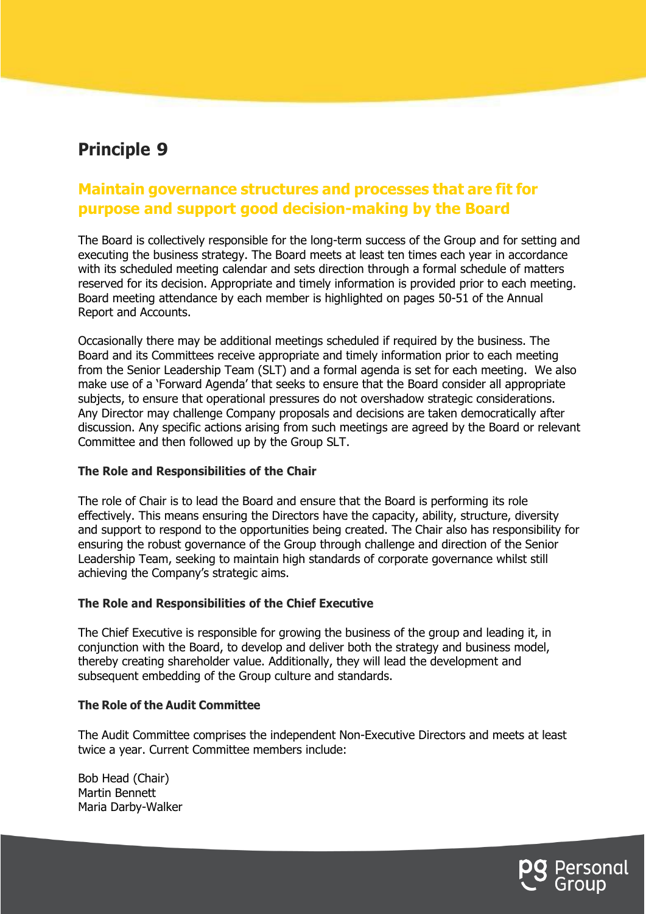# Principle 9

## Maintain governance structures and processes that are fit for purpose and support good decision-making by the Board

The Board is collectively responsible for the long-term success of the Group and for setting and executing the business strategy. The Board meets at least ten times each year in accordance with its scheduled meeting calendar and sets direction through a formal schedule of matters reserved for its decision. Appropriate and timely information is provided prior to each meeting. Board meeting attendance by each member is highlighted on pages 50-51 of the Annual Report and Accounts.

Occasionally there may be additional meetings scheduled if required by the business. The Board and its Committees receive appropriate and timely information prior to each meeting from the Senior Leadership Team (SLT) and a formal agenda is set for each meeting. We also make use of a 'Forward Agenda' that seeks to ensure that the Board consider all appropriate subjects, to ensure that operational pressures do not overshadow strategic considerations. Any Director may challenge Company proposals and decisions are taken democratically after discussion. Any specific actions arising from such meetings are agreed by the Board or relevant Committee and then followed up by the Group SLT.

### The Role and Responsibilities of the Chair

The role of Chair is to lead the Board and ensure that the Board is performing its role effectively. This means ensuring the Directors have the capacity, ability, structure, diversity and support to respond to the opportunities being created. The Chair also has responsibility for ensuring the robust governance of the Group through challenge and direction of the Senior Leadership Team, seeking to maintain high standards of corporate governance whilst still achieving the Company's strategic aims.

### The Role and Responsibilities of the Chief Executive

The Chief Executive is responsible for growing the business of the group and leading it, in conjunction with the Board, to develop and deliver both the strategy and business model, thereby creating shareholder value. Additionally, they will lead the development and subsequent embedding of the Group culture and standards.

### The Role of the Audit Committee

The Audit Committee comprises the independent Non-Executive Directors and meets at least twice a year. Current Committee members include:

Bob Head (Chair)
Martin Bennett
Maria Darby-Walker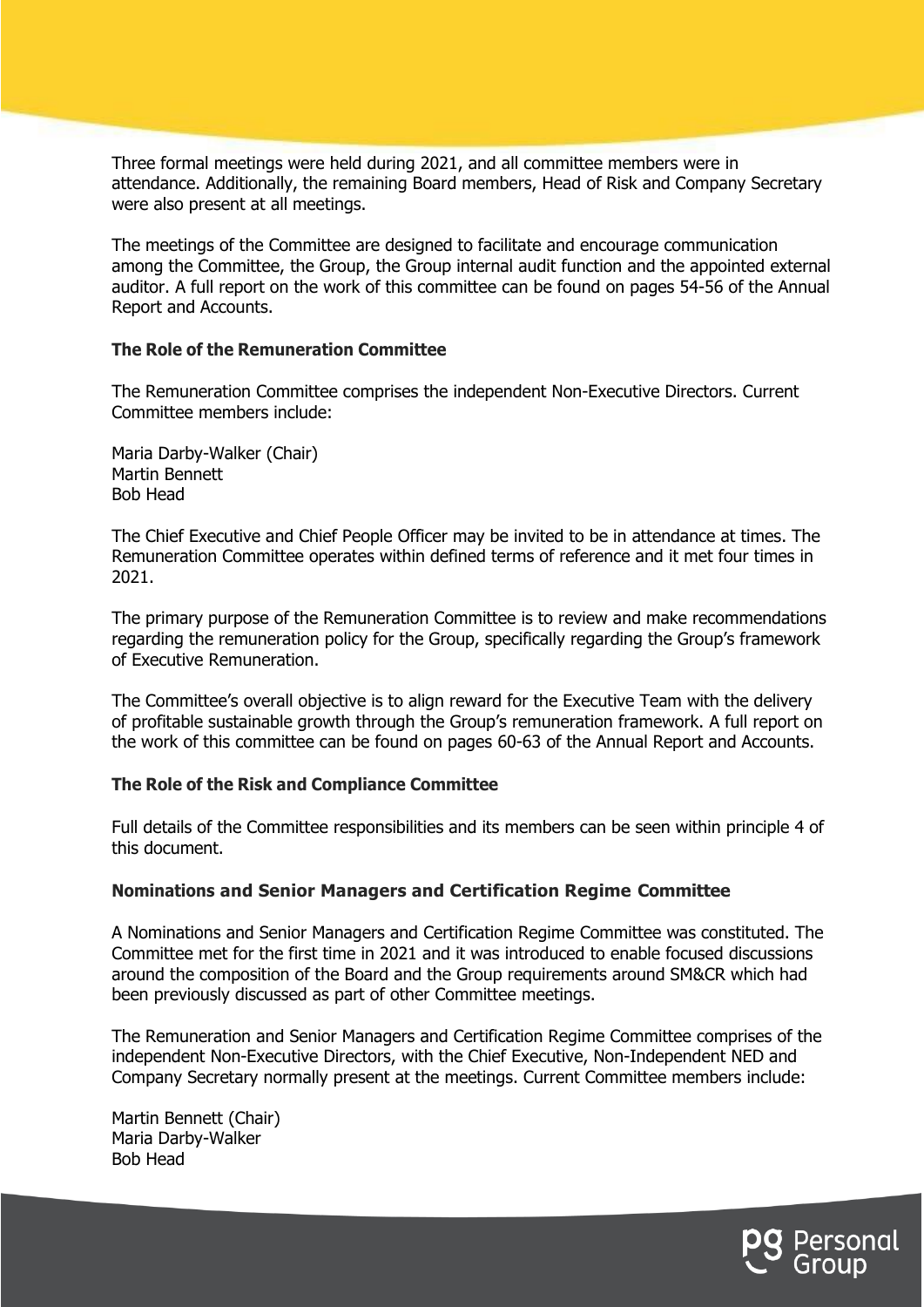Three formal meetings were held during 2021, and all committee members were in attendance. Additionally, the remaining Board members, Head of Risk and Company Secretary were also present at all meetings.

The meetings of the Committee are designed to facilitate and encourage communication among the Committee, the Group, the Group internal audit function and the appointed external auditor. A full report on the work of this committee can be found on pages 54-56 of the Annual Report and Accounts.

**The Role of the Remuneration Committee**

The Remuneration Committee comprises the independent Non-Executive Directors. Current Committee members include:

Maria Darby-Walker (Chair)
Martin Bennett
Bob Head

The Chief Executive and Chief People Officer may be invited to be in attendance at times. The Remuneration Committee operates within defined terms of reference and it met four times in 2021.

The primary purpose of the Remuneration Committee is to review and make recommendations regarding the remuneration policy for the Group, specifically regarding the Group's framework of Executive Remuneration.

The Committee's overall objective is to align reward for the Executive Team with the delivery of profitable sustainable growth through the Group's remuneration framework. A full report on the work of this committee can be found on pages 60-63 of the Annual Report and Accounts.

**The Role of the Risk and Compliance Committee**

Full details of the Committee responsibilities and its members can be seen within principle 4 of this document.

**Nominations and Senior Managers and Certification Regime Committee**

A Nominations and Senior Managers and Certification Regime Committee was constituted. The Committee met for the first time in 2021 and it was introduced to enable focused discussions around the composition of the Board and the Group requirements around SM&CR which had been previously discussed as part of other Committee meetings.

The Remuneration and Senior Managers and Certification Regime Committee comprises of the independent Non-Executive Directors, with the Chief Executive, Non-Independent NED and Company Secretary normally present at the meetings. Current Committee members include:

Martin Bennett (Chair)
Maria Darby-Walker
Bob Head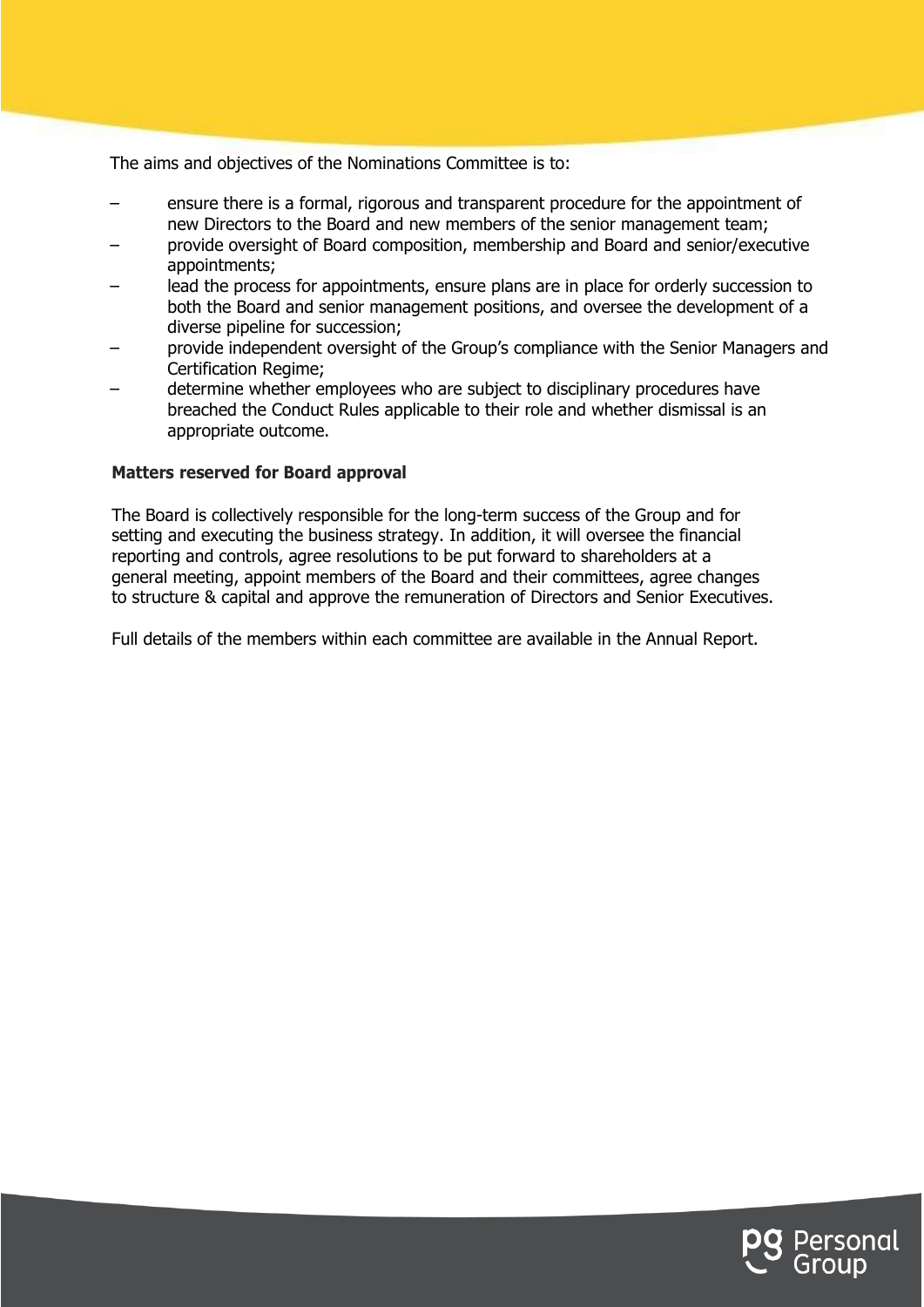The aims and objectives of the Nominations Committee is to:

- ensure there is a formal, rigorous and transparent procedure for the appointment of new Directors to the Board and new members of the senior management team;
- provide oversight of Board composition, membership and Board and senior/executive appointments;
- lead the process for appointments, ensure plans are in place for orderly succession to both the Board and senior management positions, and oversee the development of a diverse pipeline for succession;
- provide independent oversight of the Group's compliance with the Senior Managers and Certification Regime;
- determine whether employees who are subject to disciplinary procedures have breached the Conduct Rules applicable to their role and whether dismissal is an appropriate outcome.

**Matters reserved for Board approval**

The Board is collectively responsible for the long-term success of the Group and for setting and executing the business strategy. In addition, it will oversee the financial reporting and controls, agree resolutions to be put forward to shareholders at a general meeting, appoint members of the Board and their committees, agree changes to structure & capital and approve the remuneration of Directors and Senior Executives.

Full details of the members within each committee are available in the Annual Report.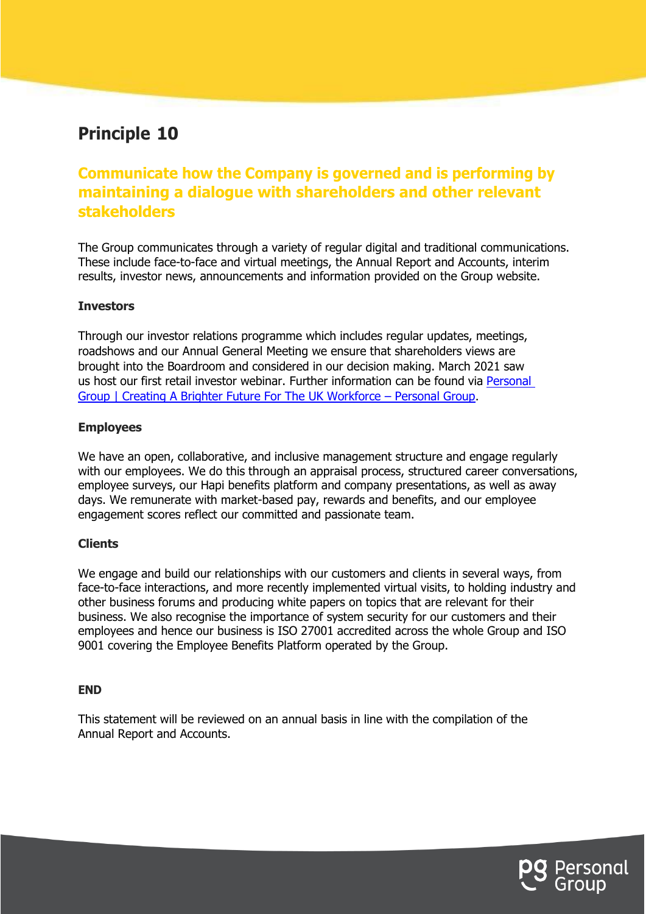# Principle 10

## Communicate how the Company is governed and is performing by maintaining a dialogue with shareholders and other relevant stakeholders

The Group communicates through a variety of regular digital and traditional communications. These include face-to-face and virtual meetings, the Annual Report and Accounts, interim results, investor news, announcements and information provided on the Group website.

**Investors**

Through our investor relations programme which includes regular updates, meetings, roadshows and our Annual General Meeting we ensure that shareholders views are brought into the Boardroom and considered in our decision making. March 2021 saw us host our first retail investor webinar. Further information can be found via Personal Group | Creating A Brighter Future For The UK Workforce – Personal Group.

**Employees**

We have an open, collaborative, and inclusive management structure and engage regularly with our employees. We do this through an appraisal process, structured career conversations, employee surveys, our Hapi benefits platform and company presentations, as well as away days. We remunerate with market-based pay, rewards and benefits, and our employee engagement scores reflect our committed and passionate team.

**Clients**

We engage and build our relationships with our customers and clients in several ways, from face-to-face interactions, and more recently implemented virtual visits, to holding industry and other business forums and producing white papers on topics that are relevant for their business. We also recognise the importance of system security for our customers and their employees and hence our business is ISO 27001 accredited across the whole Group and ISO 9001 covering the Employee Benefits Platform operated by the Group.

**END**

This statement will be reviewed on an annual basis in line with the compilation of the Annual Report and Accounts.